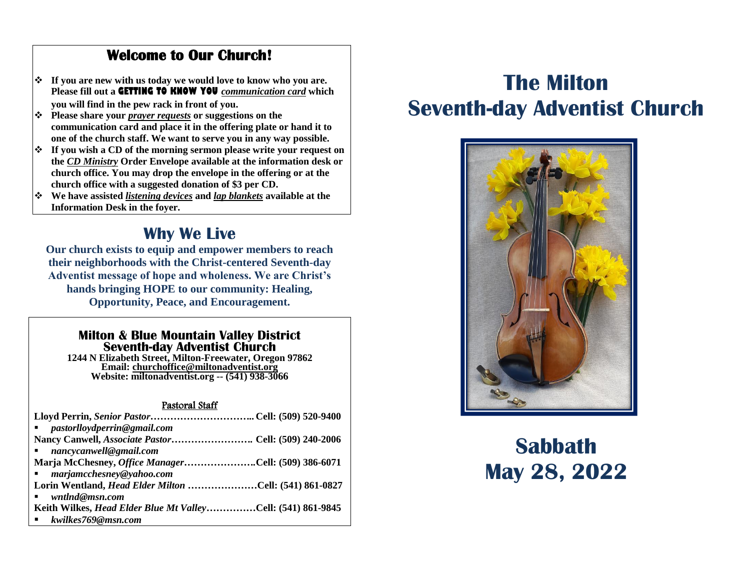## Welcome to Our Church!

- **If you are new with us today we would love to know who you are. Please fill out a GETTING TO KNOW YOU *communication card* which you will find in the pew rack in front of you.**
- **Please share your *prayer requests* or suggestions on the communication card and place it in the offering plate or hand it to one of the church staff. We want to serve you in any way possible.**
- **If you wish a CD of the morning sermon please write your request on the *CD Ministry* Order Envelope available at the information desk or church office. You may drop the envelope in the offering or at the church office with a suggested donation of $3 per CD.**
- **We have assisted *listening devices* and *lap blankets* available at the Information Desk in the foyer.**

## Why We Live

**Our church exists to equip and empower members to reach their neighborhoods with the Christ-centered Seventh-day Adventist message of hope and wholeness. We are Christ's hands bringing HOPE to our community: Healing, Opportunity, Peace, and Encouragement.**

### Milton & Blue Mountain Valley District Seventh-day Adventist Church

**1244 N Elizabeth Street, Milton-Freewater, Oregon 97862**
**Email: churchoffice@miltonadventist.org**
**Website: miltonadventist.org -- (541) 938-3066**

Pastoral Staff

**Lloyd Perrin, *Senior Pastor*………………………….. Cell: (509) 520-9400**
- *pastorlloydperrin@gmail.com*

**Nancy Canwell, *Associate Pastor*…………………….. Cell: (509) 240-2006**
- *nancycanwell@gmail.com*

**Marja McChesney, *Office Manager*…………………..Cell: (509) 386-6071**
- *marjamcchesney@yahoo.com*

**Lorin Wentland, *Head Elder Milton* …………………Cell: (541) 861-0827**
- *wntlnd@msn.com*

**Keith Wilkes, *Head Elder Blue Mt Valley*……………Cell: (541) 861-9845**
- *kwilkes769@msn.com*

# The Milton Seventh-day Adventist Church

# Sabbath May 28, 2022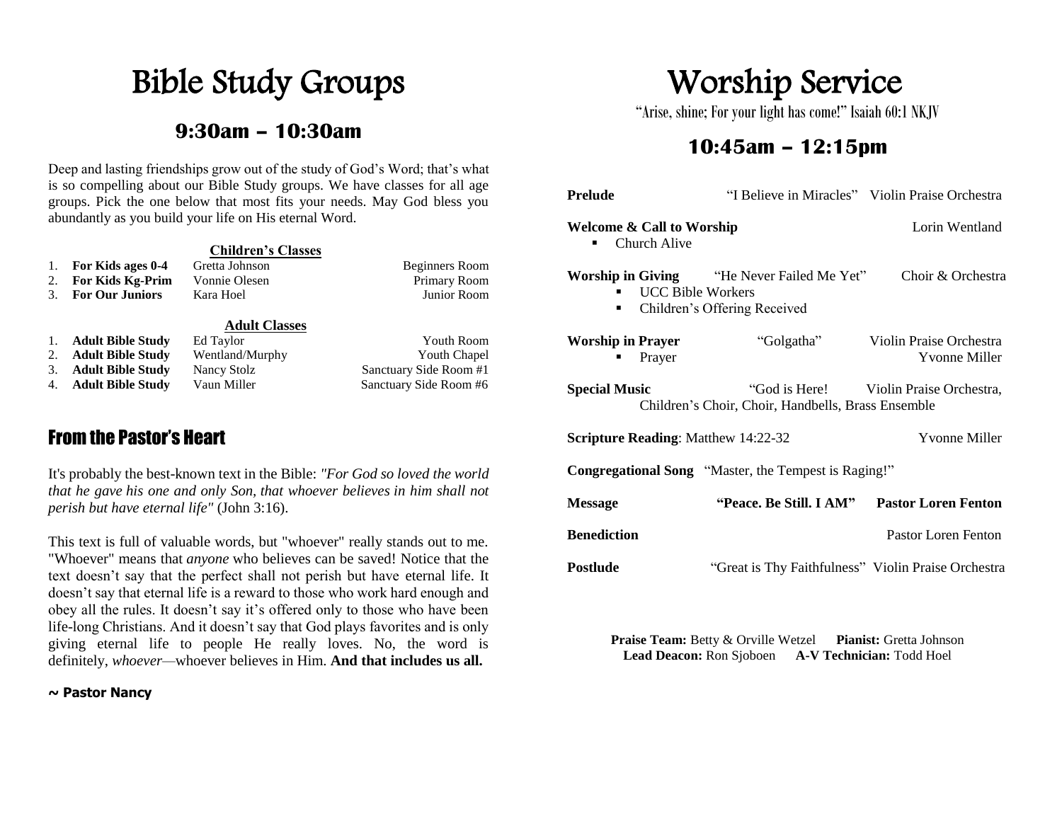# Bible Study Groups

## 9:30am – 10:30am

Deep and lasting friendships grow out of the study of God's Word; that's what is so compelling about our Bible Study groups. We have classes for all age groups. Pick the one below that most fits your needs. May God bless you abundantly as you build your life on His eternal Word.

**Children's Classes**

| | Class | Leader | Location |
|---|---|---|---|
| 1. | **For Kids ages 0-4** | Gretta Johnson | Beginners Room |
| 2. | **For Kids Kg-Prim** | Vonnie Olesen | Primary Room |
| 3. | **For Our Juniors** | Kara Hoel | Junior Room |

**Adult Classes**

| | Class | Leader | Location |
|---|---|---|---|
| 1. | **Adult Bible Study** | Ed Taylor | Youth Room |
| 2. | **Adult Bible Study** | Wentland/Murphy | Youth Chapel |
| 3. | **Adult Bible Study** | Nancy Stolz | Sanctuary Side Room #1 |
| 4. | **Adult Bible Study** | Vaun Miller | Sanctuary Side Room #6 |

## From the Pastor's Heart

It's probably the best-known text in the Bible: *"For God so loved the world that he gave his one and only Son, that whoever believes in him shall not perish but have eternal life"* (John 3:16).

This text is full of valuable words, but "whoever" really stands out to me. "Whoever" means that *anyone* who believes can be saved! Notice that the text doesn't say that the perfect shall not perish but have eternal life. It doesn't say that eternal life is a reward to those who work hard enough and obey all the rules. It doesn't say it's offered only to those who have been life-long Christians. And it doesn't say that God plays favorites and is only giving eternal life to people He really loves. No, the word is definitely, *whoever*—whoever believes in Him. **And that includes us all.**

**~ Pastor Nancy**

# Worship Service

"Arise, shine; For your light has come!" Isaiah 60:1 NKJV

## 10:45am – 12:15pm

**Prelude** — "I Believe in Miracles" — Violin Praise Orchestra

**Welcome & Call to Worship** — Lorin Wentland
- Church Alive

**Worship in Giving** — "He Never Failed Me Yet" — Choir & Orchestra
- UCC Bible Workers
- Children's Offering Received

**Worship in Prayer** — "Golgatha" — Violin Praise Orchestra
- Prayer — Yvonne Miller

**Special Music** — "God is Here! — Violin Praise Orchestra, Children's Choir, Choir, Handbells, Brass Ensemble

**Scripture Reading**: Matthew 14:22-32 — Yvonne Miller

**Congregational Song** — "Master, the Tempest is Raging!"

**Message** — **"Peace. Be Still. I AM"** — **Pastor Loren Fenton**

**Benediction** — Pastor Loren Fenton

**Postlude** — "Great is Thy Faithfulness" — Violin Praise Orchestra

**Praise Team:** Betty & Orville Wetzel **Pianist:** Gretta Johnson
**Lead Deacon:** Ron Sjoboen **A-V Technician:** Todd Hoel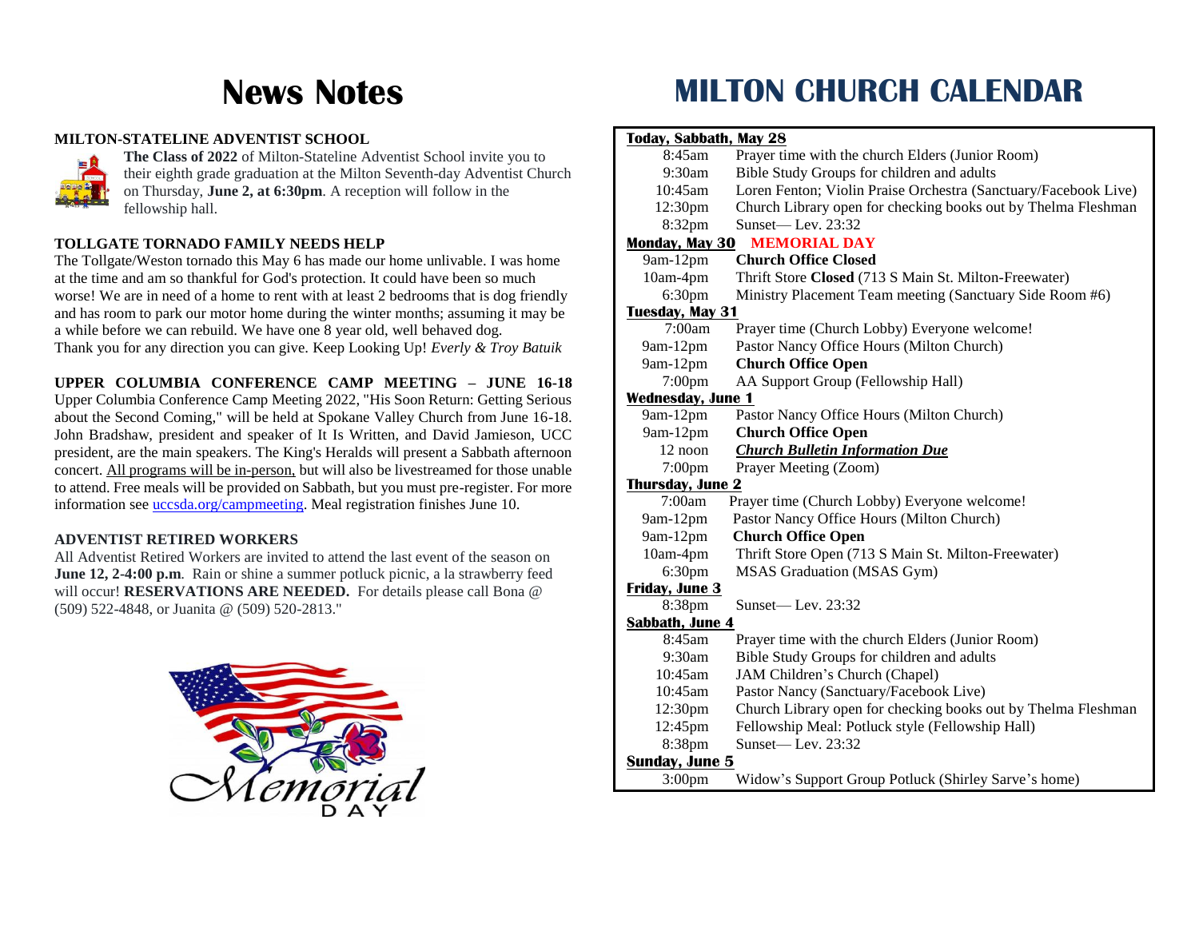# News Notes

### MILTON-STATELINE ADVENTIST SCHOOL

**The Class of 2022** of Milton-Stateline Adventist School invite you to their eighth grade graduation at the Milton Seventh-day Adventist Church on Thursday, **June 2, at 6:30pm**. A reception will follow in the fellowship hall.

### TOLLGATE TORNADO FAMILY NEEDS HELP

The Tollgate/Weston tornado this May 6 has made our home unlivable. I was home at the time and am so thankful for God's protection. It could have been so much worse! We are in need of a home to rent with at least 2 bedrooms that is dog friendly and has room to park our motor home during the winter months; assuming it may be a while before we can rebuild. We have one 8 year old, well behaved dog.
Thank you for any direction you can give. Keep Looking Up! *Everly & Troy Batuik*

### UPPER COLUMBIA CONFERENCE CAMP MEETING – JUNE 16-18

Upper Columbia Conference Camp Meeting 2022, "His Soon Return: Getting Serious about the Second Coming," will be held at Spokane Valley Church from June 16-18. John Bradshaw, president and speaker of It Is Written, and David Jamieson, UCC president, are the main speakers. The King's Heralds will present a Sabbath afternoon concert. All programs will be in-person, but will also be livestreamed for those unable to attend. Free meals will be provided on Sabbath, but you must pre-register. For more information see uccsda.org/campmeeting. Meal registration finishes June 10.

### ADVENTIST RETIRED WORKERS

All Adventist Retired Workers are invited to attend the last event of the season on **June 12, 2-4:00 p.m**. Rain or shine a summer potluck picnic, a la strawberry feed will occur! **RESERVATIONS ARE NEEDED.** For details please call Bona @ (509) 522-4848, or Juanita @ (509) 520-2813."

# MILTON CHURCH CALENDAR

**Today, Sabbath, May 28**

| | |
|---|---|
| 8:45am | Prayer time with the church Elders (Junior Room) |
| 9:30am | Bible Study Groups for children and adults |
| 10:45am | Loren Fenton; Violin Praise Orchestra (Sanctuary/Facebook Live) |
| 12:30pm | Church Library open for checking books out by Thelma Fleshman |
| 8:32pm | Sunset— Lev. 23:32 |

**Monday, May 30 MEMORIAL DAY**

| | |
|---|---|
| 9am-12pm | **Church Office Closed** |
| 10am-4pm | Thrift Store **Closed** (713 S Main St. Milton-Freewater) |
| 6:30pm | Ministry Placement Team meeting (Sanctuary Side Room #6) |

**Tuesday, May 31**

| | |
|---|---|
| 7:00am | Prayer time (Church Lobby) Everyone welcome! |
| 9am-12pm | Pastor Nancy Office Hours (Milton Church) |
| 9am-12pm | **Church Office Open** |
| 7:00pm | AA Support Group (Fellowship Hall) |

**Wednesday, June 1**

| | |
|---|---|
| 9am-12pm | Pastor Nancy Office Hours (Milton Church) |
| 9am-12pm | **Church Office Open** |
| 12 noon | ***Church Bulletin Information Due*** |
| 7:00pm | Prayer Meeting (Zoom) |

**Thursday, June 2**

| | |
|---|---|
| 7:00am | Prayer time (Church Lobby) Everyone welcome! |
| 9am-12pm | Pastor Nancy Office Hours (Milton Church) |
| 9am-12pm | **Church Office Open** |
| 10am-4pm | Thrift Store Open (713 S Main St. Milton-Freewater) |
| 6:30pm | MSAS Graduation (MSAS Gym) |

**Friday, June 3**

| | |
|---|---|
| 8:38pm | Sunset— Lev. 23:32 |

**Sabbath, June 4**

| | |
|---|---|
| 8:45am | Prayer time with the church Elders (Junior Room) |
| 9:30am | Bible Study Groups for children and adults |
| 10:45am | JAM Children's Church (Chapel) |
| 10:45am | Pastor Nancy (Sanctuary/Facebook Live) |
| 12:30pm | Church Library open for checking books out by Thelma Fleshman |
| 12:45pm | Fellowship Meal: Potluck style (Fellowship Hall) |
| 8:38pm | Sunset— Lev. 23:32 |

**Sunday, June 5**

| | |
|---|---|
| 3:00pm | Widow's Support Group Potluck (Shirley Sarve's home) |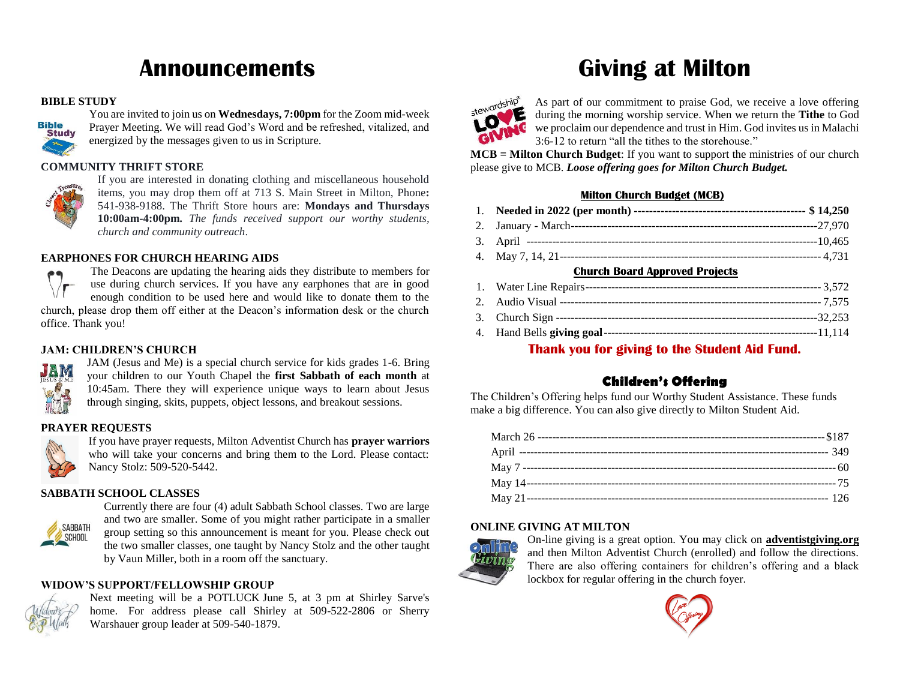# Announcements

### BIBLE STUDY

You are invited to join us on **Wednesdays, 7:00pm** for the Zoom mid-week Prayer Meeting. We will read God's Word and be refreshed, vitalized, and energized by the messages given to us in Scripture.

### COMMUNITY THRIFT STORE

If you are interested in donating clothing and miscellaneous household items, you may drop them off at 713 S. Main Street in Milton, Phone**:** 541-938-9188. The Thrift Store hours are: **Mondays and Thursdays 10:00am-4:00pm.** *The funds received support our worthy students, church and community outreach*.

### EARPHONES FOR CHURCH HEARING AIDS

The Deacons are updating the hearing aids they distribute to members for use during church services. If you have any earphones that are in good enough condition to be used here and would like to donate them to the church, please drop them off either at the Deacon's information desk or the church office. Thank you!

### JAM: CHILDREN'S CHURCH

JAM (Jesus and Me) is a special church service for kids grades 1-6. Bring your children to our Youth Chapel the **first Sabbath of each month** at 10:45am. There they will experience unique ways to learn about Jesus through singing, skits, puppets, object lessons, and breakout sessions.

### PRAYER REQUESTS

If you have prayer requests, Milton Adventist Church has **prayer warriors** who will take your concerns and bring them to the Lord. Please contact: Nancy Stolz: 509-520-5442.

### SABBATH SCHOOL CLASSES

Currently there are four (4) adult Sabbath School classes. Two are large and two are smaller. Some of you might rather participate in a smaller group setting so this announcement is meant for you. Please check out the two smaller classes, one taught by Nancy Stolz and the other taught by Vaun Miller, both in a room off the sanctuary.

### WIDOW'S SUPPORT/FELLOWSHIP GROUP

Next meeting will be a POTLUCK June 5, at 3 pm at Shirley Sarve's home. For address please call Shirley at 509-522-2806 or Sherry Warshauer group leader at 509-540-1879.

# Giving at Milton

As part of our commitment to praise God, we receive a love offering during the morning worship service. When we return the **Tithe** to God we proclaim our dependence and trust in Him. God invites us in Malachi 3:6-12 to return "all the tithes to the storehouse."

**MCB = Milton Church Budget**: If you want to support the ministries of our church please give to MCB. ***Loose offering goes for Milton Church Budget.***

**Milton Church Budget (MCB)**

1. **Needed in 2022 (per month) ---------------------------------------------- $ 14,250**
2. January - March-------------------------------------------------------------------27,970
3. April -------------------------------------------------------------------------------10,465
4. May 7, 14, 21--------------------------------------------------------------------- 4,731

**Church Board Approved Projects**

1. Water Line Repairs--------------------------------------------------------------- 3,572
2. Audio Visual ----------------------------------------------------------------------- 7,575
3. Church Sign -----------------------------------------------------------------------32,253
4. Hand Bells **giving goal**---------------------------------------------------------11,114

**Thank you for giving to the Student Aid Fund.**

### Children's Offering

The Children's Offering helps fund our Worthy Student Assistance. These funds make a big difference. You can also give directly to Milton Student Aid.

March 26 ---------------------------------------------------------------------------$187
April ----------------------------------------------------------------------------------- 349
May 7 --------------------------------------------------------------------------------- 60
May 14-------------------------------------------------------------------------------- 75
May 21-------------------------------------------------------------------------------- 126

### ONLINE GIVING AT MILTON

On-line giving is a great option. You may click on **adventistgiving.org** and then Milton Adventist Church (enrolled) and follow the directions. There are also offering containers for children's offering and a black lockbox for regular offering in the church foyer.